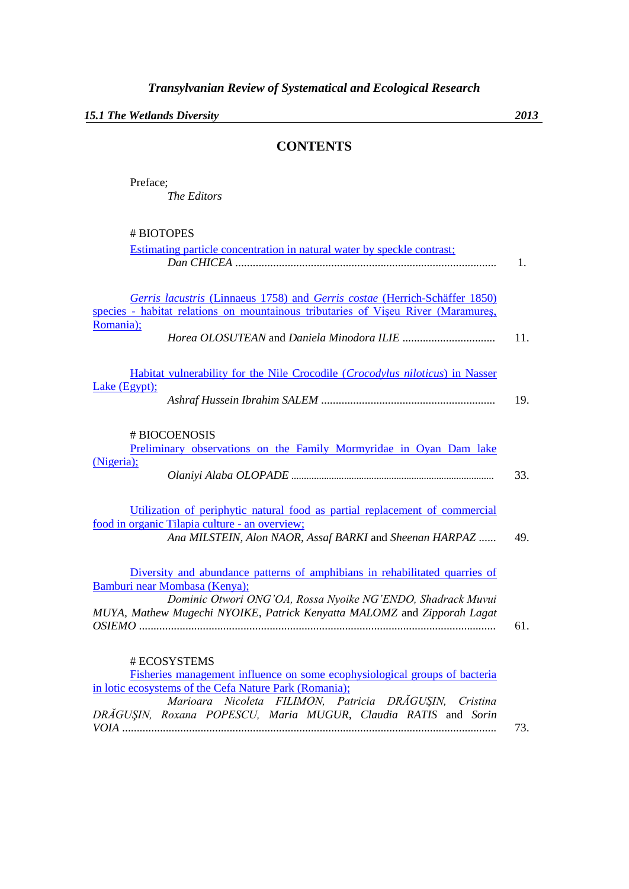*Transylvanian Review of Systematical and Ecological Research*

***15.1 The Wetlands Diversity*** **2013**

# CONTENTS

Preface;
*The Editors*

## # BIOTOPES

Estimating particle concentration in natural water by speckle contrast;
*Dan CHICEA* ........................................................................................ 1.

*Gerris lacustris* (Linnaeus 1758) and *Gerris costae* (Herrich-Schäffer 1850) species - habitat relations on mountainous tributaries of Vişeu River (Maramureş, Romania);
*Horea OLOSUTEAN* and *Daniela Minodora ILIE* ................................ 11.

Habitat vulnerability for the Nile Crocodile (*Crocodylus niloticus*) in Nasser Lake (Egypt);
*Ashraf Hussein Ibrahim SALEM* ........................................................... 19.

## # BIOCOENOSIS

Preliminary observations on the Family Mormyridae in Oyan Dam lake (Nigeria);
*Olaniyi Alaba OLOPADE* ................................................................................ 33.

Utilization of periphytic natural food as partial replacement of commercial food in organic Tilapia culture - an overview;
*Ana MILSTEIN*, *Alon NAOR*, *Assaf BARKI* and *Sheenan HARPAZ* ...... 49.

Diversity and abundance patterns of amphibians in rehabilitated quarries of Bamburi near Mombasa (Kenya);
*Dominic Otwori ONG'OA, Rossa Nyoike NG'ENDO, Shadrack Muvui MUYA, Mathew Mugechi NYOIKE, Patrick Kenyatta MALOMZ* and *Zipporah Lagat OSIEMO* .......................................................................................................... 61.

## # ECOSYSTEMS

Fisheries management influence on some ecophysiological groups of bacteria in lotic ecosystems of the Cefa Nature Park (Romania);
*Marioara Nicoleta FILIMON, Patricia DRĂGUŞIN, Cristina DRĂGUŞIN, Roxana POPESCU, Maria MUGUR, Claudia RATIS* and *Sorin VOIA* ................................................................................................................ 73.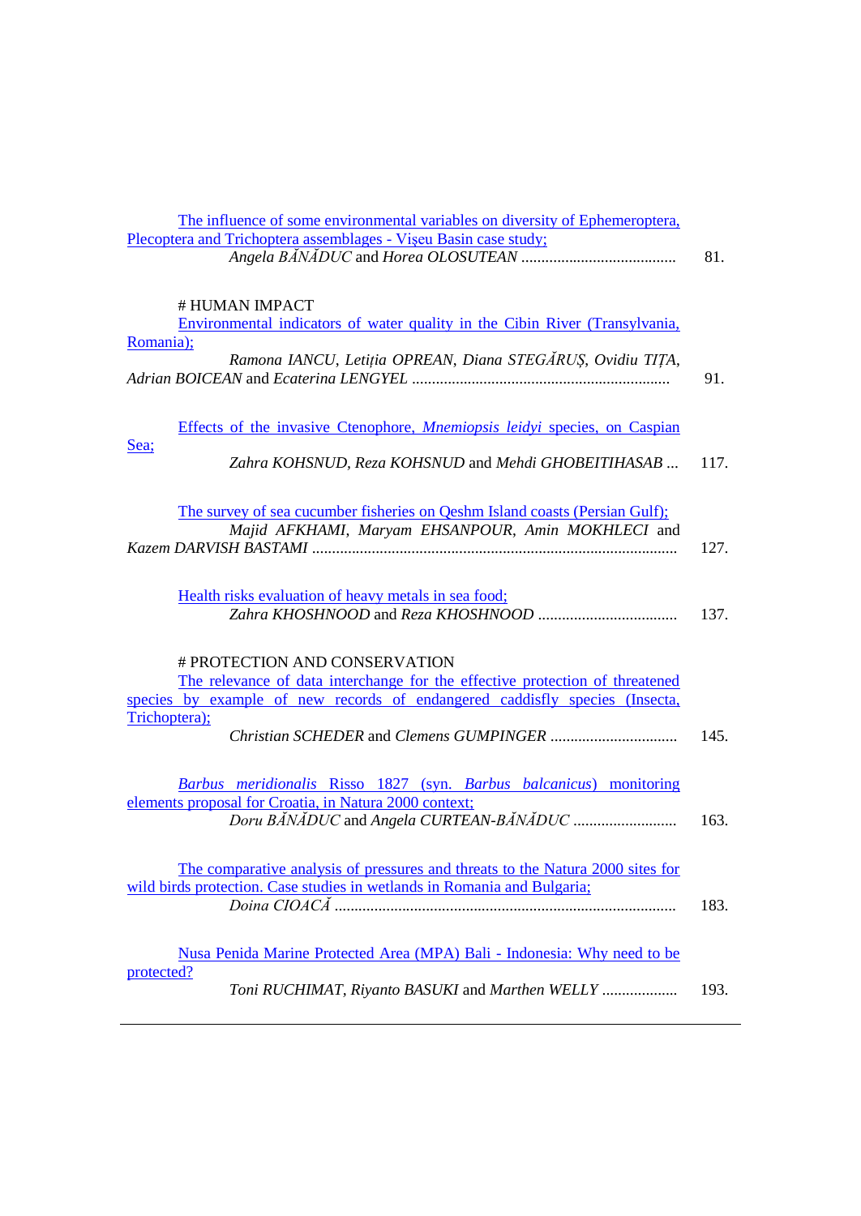The influence of some environmental variables on diversity of Ephemeroptera, Plecoptera and Trichoptera assemblages - Vişeu Basin case study;
*Angela BĂNĂDUC* and *Horea OLOSUTEAN* ....................................... 81.

# HUMAN IMPACT

Environmental indicators of water quality in the Cibin River (Transylvania, Romania);
*Ramona IANCU, Letiția OPREAN, Diana STEGĂRUȘ, Ovidiu TIȚA, Adrian BOICEAN* and *Ecaterina LENGYEL* ................................................................ 91.

Effects of the invasive Ctenophore, *Mnemiopsis leidyi* species, on Caspian Sea;
*Zahra KOHSNUD, Reza KOHSNUD* and *Mehdi GHOBEITIHASAB* ... 117.

The survey of sea cucumber fisheries on Qeshm Island coasts (Persian Gulf);
*Majid AFKHAMI, Maryam EHSANPOUR, Amin MOKHLECI* and *Kazem DARVISH BASTAMI* ........................................................................................... 127.

Health risks evaluation of heavy metals in sea food;
*Zahra KHOSHNOOD* and *Reza KHOSHNOOD* .................................. 137.

# PROTECTION AND CONSERVATION

The relevance of data interchange for the effective protection of threatened species by example of new records of endangered caddisfly species (Insecta, Trichoptera);
*Christian SCHEDER* and *Clemens GUMPINGER* ................................ 145.

*Barbus meridionalis* Risso 1827 (syn. *Barbus balcanicus*) monitoring elements proposal for Croatia, in Natura 2000 context;
*Doru BĂNĂDUC* and *Angela CURTEAN-BĂNĂDUC* .......................... 163.

The comparative analysis of pressures and threats to the Natura 2000 sites for wild birds protection. Case studies in wetlands in Romania and Bulgaria;
*Doina CIOACĂ* ..................................................................................... 183.

Nusa Penida Marine Protected Area (MPA) Bali - Indonesia: Why need to be protected?
*Toni RUCHIMAT, Riyanto BASUKI* and *Marthen WELLY* ................... 193.